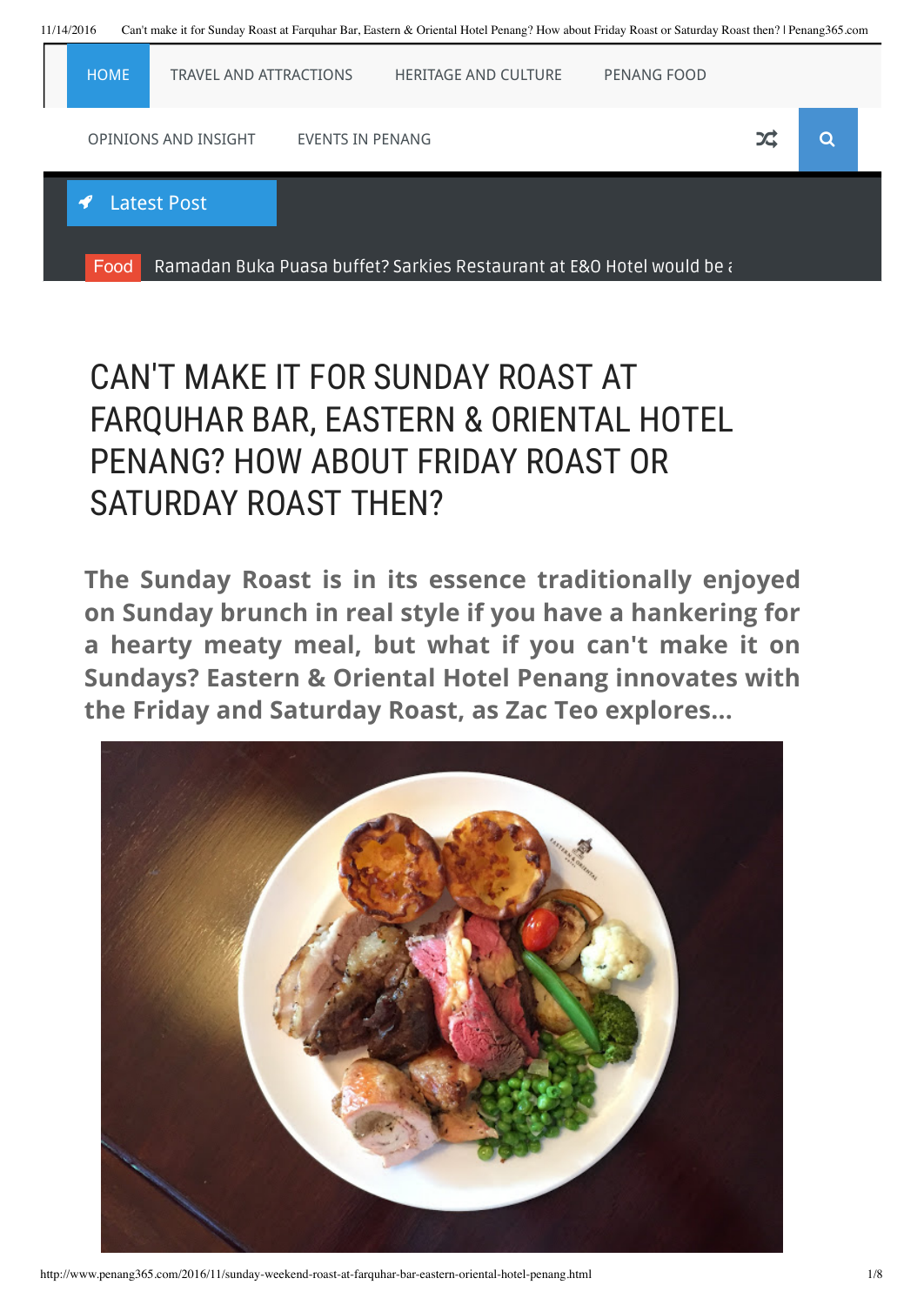HOME | TRAVEL AND ATTRACTIONS | HERITAGE AND CULTURE | PENANG FOOD

OPINIONS AND INSIGHT | EVENTS IN PENANG

Latest Post

Food Ramadan Buka Puasa buffet? Sarkies Restaurant at E&O Hotel would be a

# CAN'T MAKE IT FOR SUNDAY ROAST AT FARQUHAR BAR, EASTERN & ORIENTAL HOTEL PENANG? HOW ABOUT FRIDAY ROAST OR SATURDAY ROAST THEN?

**The Sunday Roast is in its essence traditionally enjoyed on Sunday brunch in real style if you have a hankering for a hearty meaty meal, but what if you can't make it on Sundays? Eastern & Oriental Hotel Penang innovates with the Friday and Saturday Roast, as Zac Teo explores...**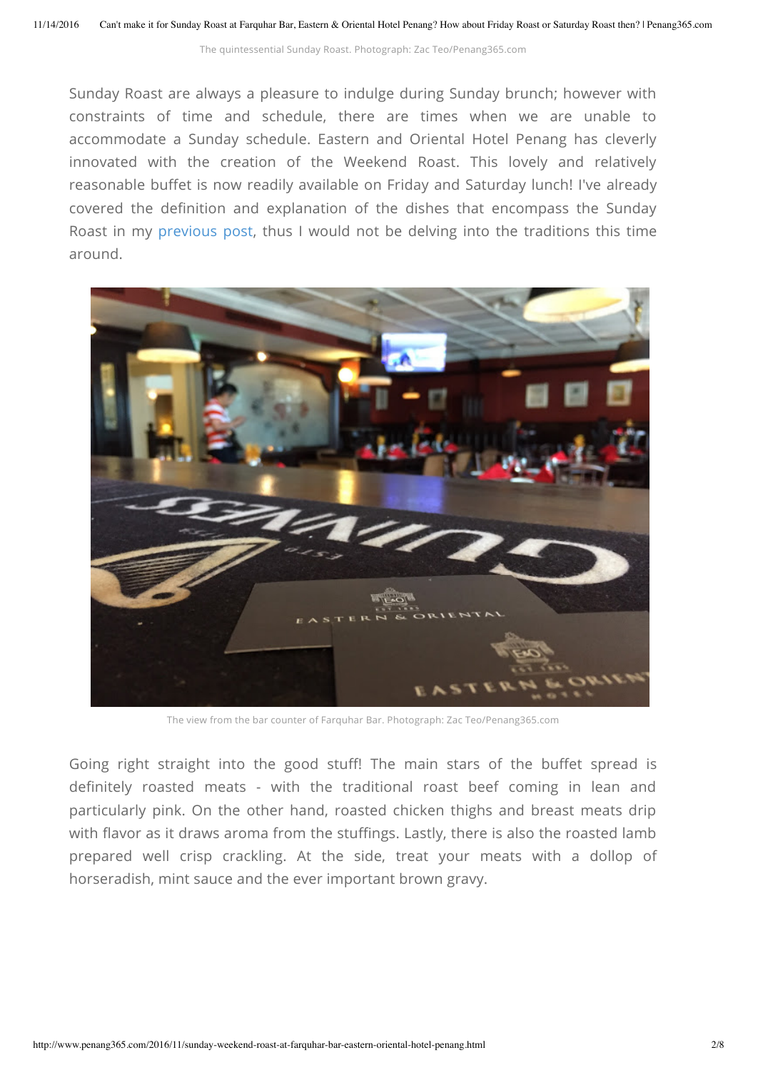The quintessential Sunday Roast. Photograph: Zac Teo/Penang365.com

Sunday Roast are always a pleasure to indulge during Sunday brunch; however with constraints of time and schedule, there are times when we are unable to accommodate a Sunday schedule. Eastern and Oriental Hotel Penang has cleverly innovated with the creation of the Weekend Roast. This lovely and relatively reasonable buffet is now readily available on Friday and Saturday lunch! I've already covered the definition and explanation of the dishes that encompass the Sunday Roast in my previous post, thus I would not be delving into the traditions this time around.

The view from the bar counter of Farquhar Bar. Photograph: Zac Teo/Penang365.com

Going right straight into the good stuff! The main stars of the buffet spread is definitely roasted meats - with the traditional roast beef coming in lean and particularly pink. On the other hand, roasted chicken thighs and breast meats drip with flavor as it draws aroma from the stuffings. Lastly, there is also the roasted lamb prepared well crisp crackling. At the side, treat your meats with a dollop of horseradish, mint sauce and the ever important brown gravy.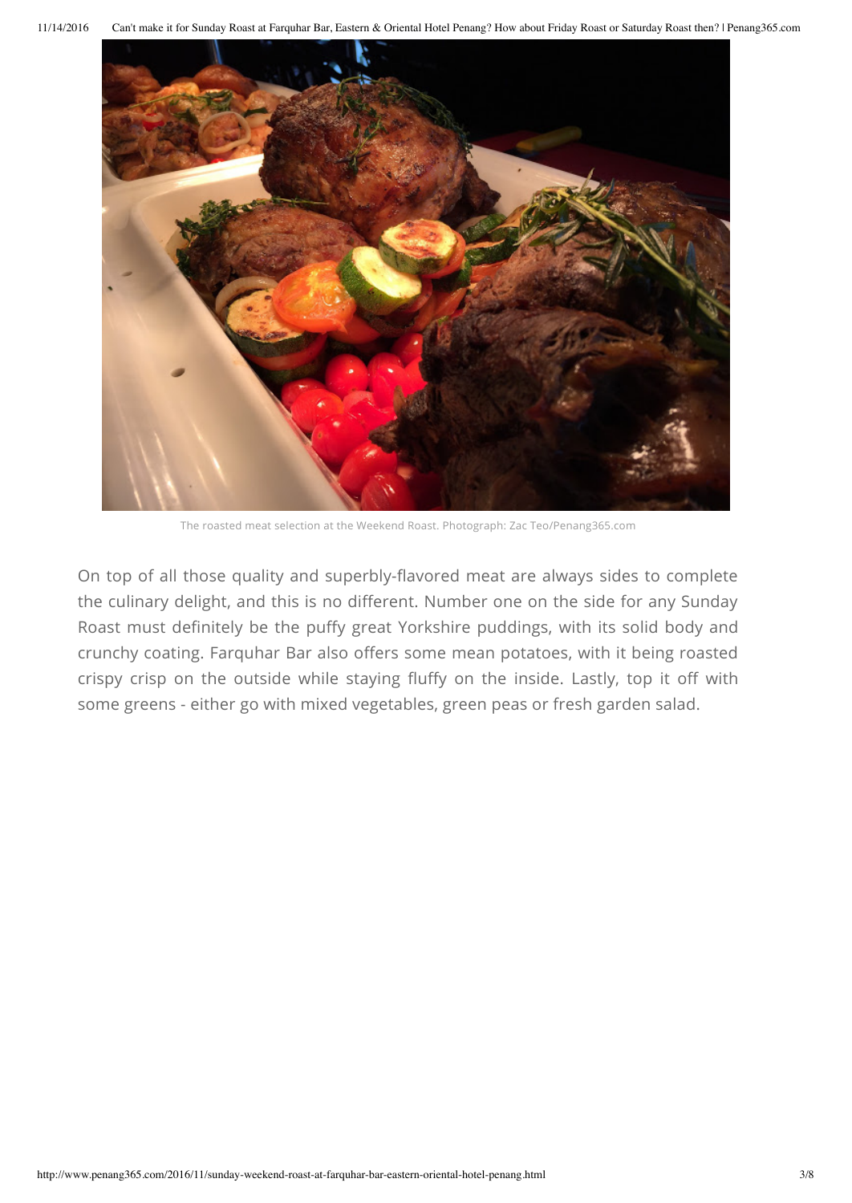The roasted meat selection at the Weekend Roast. Photograph: Zac Teo/Penang365.com

On top of all those quality and superbly-flavored meat are always sides to complete the culinary delight, and this is no different. Number one on the side for any Sunday Roast must definitely be the puffy great Yorkshire puddings, with its solid body and crunchy coating. Farquhar Bar also offers some mean potatoes, with it being roasted crispy crisp on the outside while staying fluffy on the inside. Lastly, top it off with some greens - either go with mixed vegetables, green peas or fresh garden salad.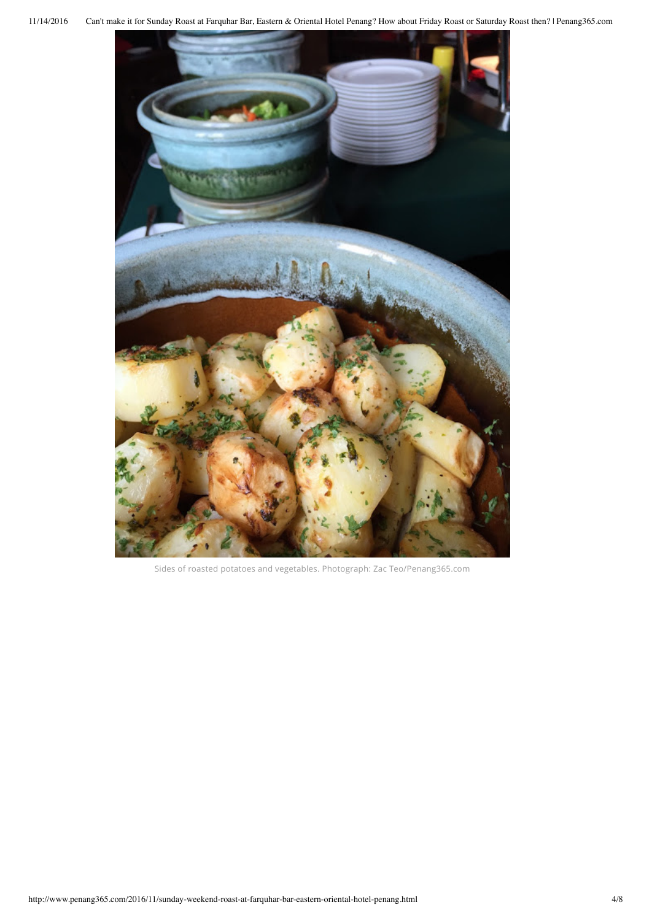Sides of roasted potatoes and vegetables. Photograph: Zac Teo/Penang365.com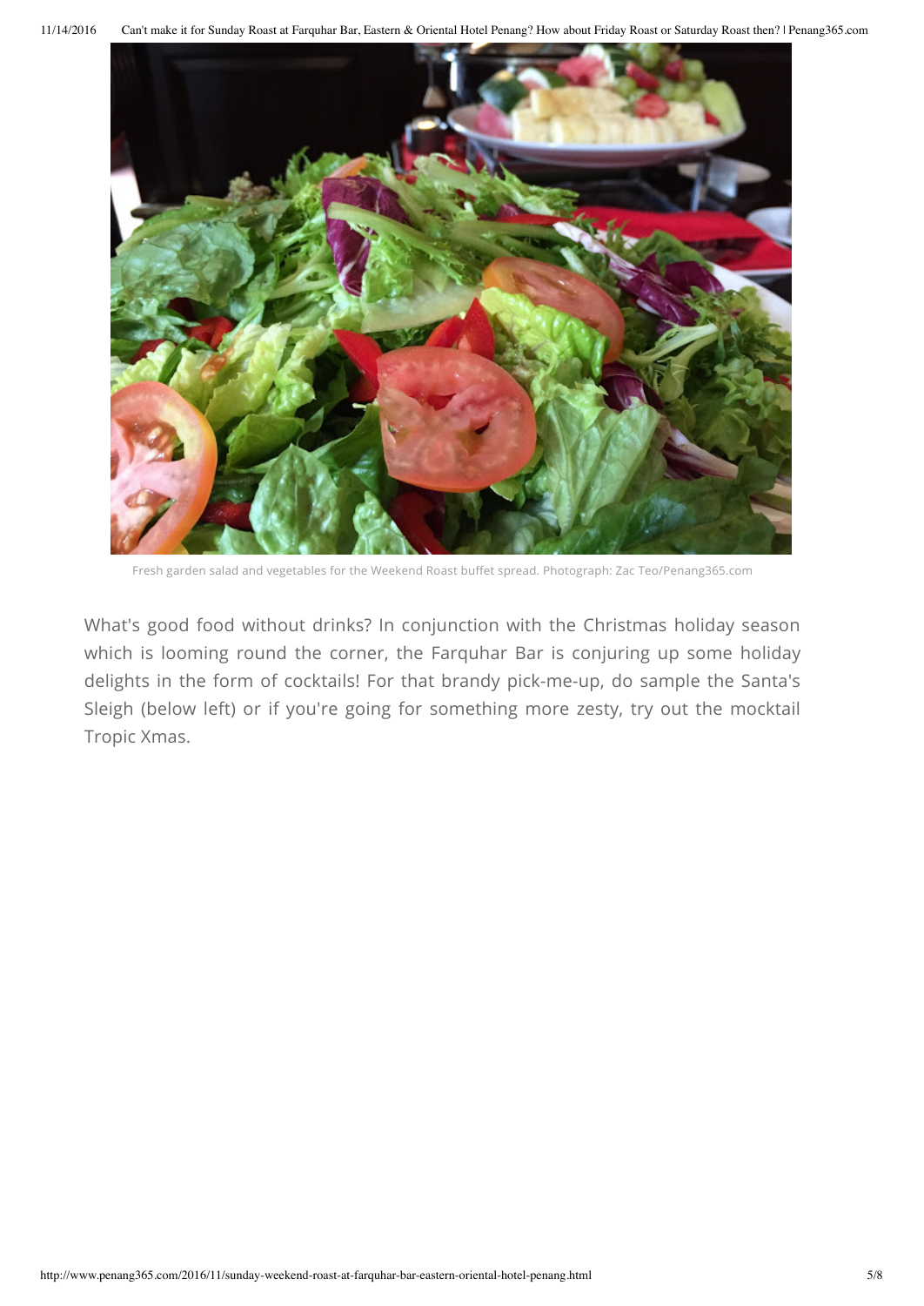Fresh garden salad and vegetables for the Weekend Roast buffet spread. Photograph: Zac Teo/Penang365.com

What's good food without drinks? In conjunction with the Christmas holiday season which is looming round the corner, the Farquhar Bar is conjuring up some holiday delights in the form of cocktails! For that brandy pick-me-up, do sample the Santa's Sleigh (below left) or if you're going for something more zesty, try out the mocktail Tropic Xmas.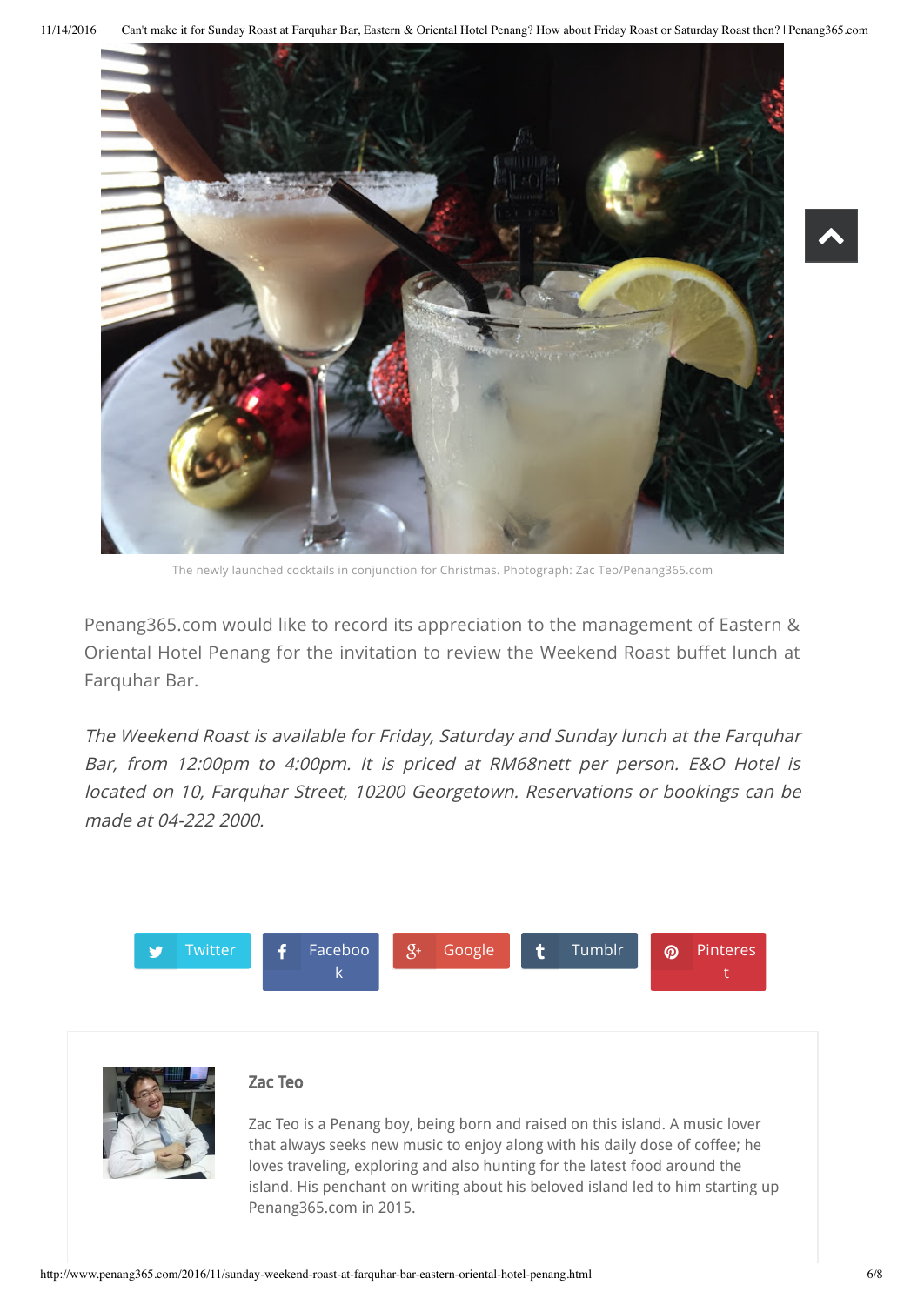The newly launched cocktails in conjunction for Christmas. Photograph: Zac Teo/Penang365.com

Penang365.com would like to record its appreciation to the management of Eastern & Oriental Hotel Penang for the invitation to review the Weekend Roast buffet lunch at Farquhar Bar.

*The Weekend Roast is available for Friday, Saturday and Sunday lunch at the Farquhar Bar, from 12:00pm to 4:00pm. It is priced at RM68nett per person. E&O Hotel is located on 10, Farquhar Street, 10200 Georgetown. Reservations or bookings can be made at 04-222 2000.*

Twitter | Facebook | Google | Tumblr | Pinterest

## Zac Teo

Zac Teo is a Penang boy, being born and raised on this island. A music lover that always seeks new music to enjoy along with his daily dose of coffee; he loves traveling, exploring and also hunting for the latest food around the island. His penchant on writing about his beloved island led to him starting up Penang365.com in 2015.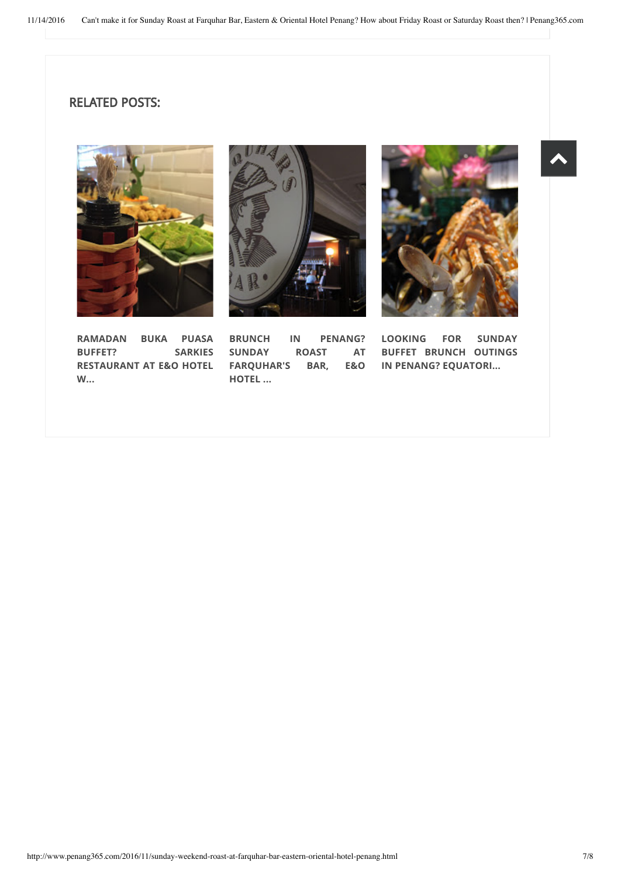## RELATED POSTS:

RAMADAN BUKA PUASA BUFFET? SARKIES RESTAURANT AT E&O HOTEL W...

BRUNCH IN PENANG? SUNDAY ROAST AT FARQUHAR'S BAR, E&O HOTEL ...

LOOKING FOR SUNDAY BUFFET BRUNCH OUTINGS IN PENANG? EQUATORI...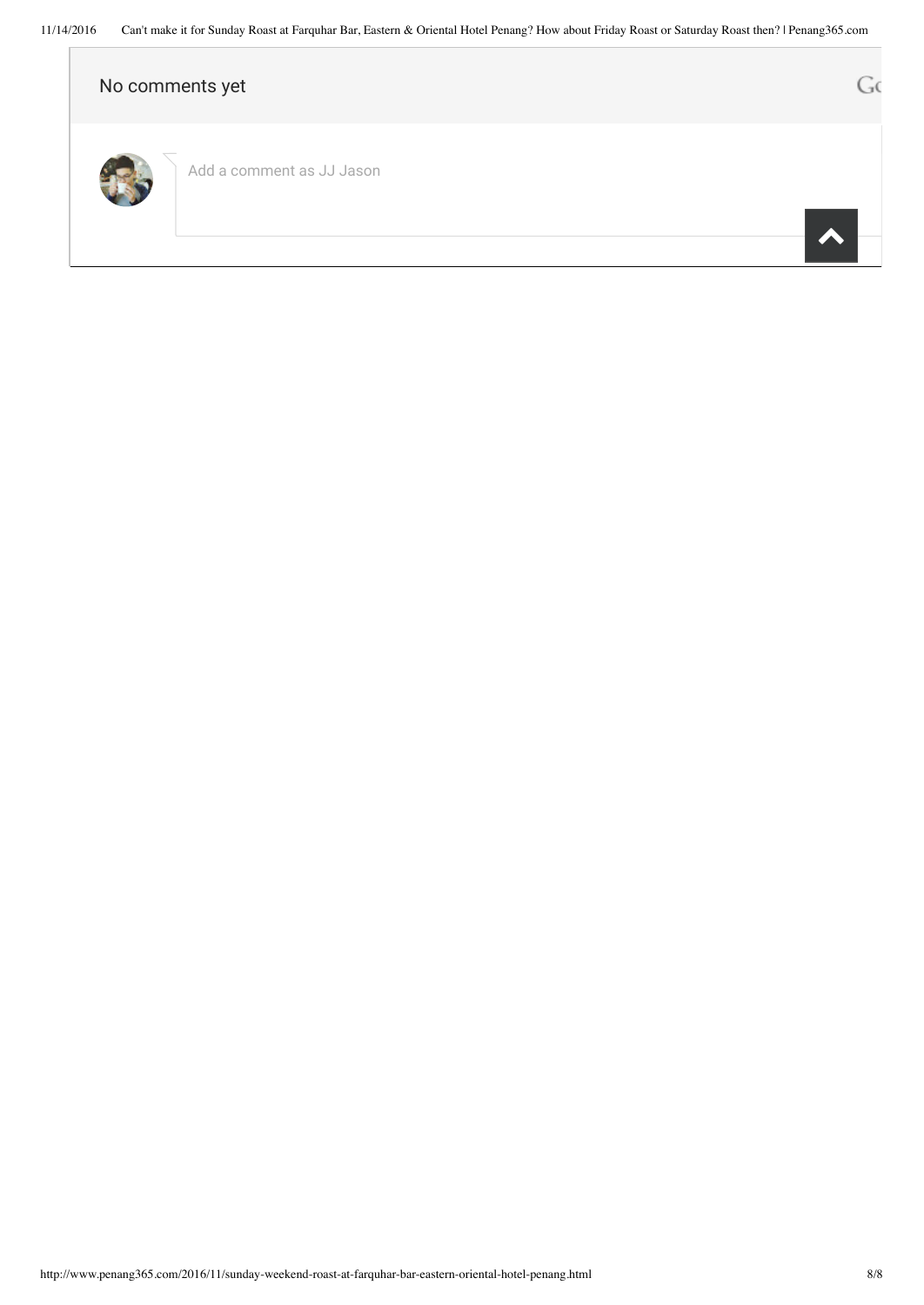No comments yet

Add a comment as JJ Jason